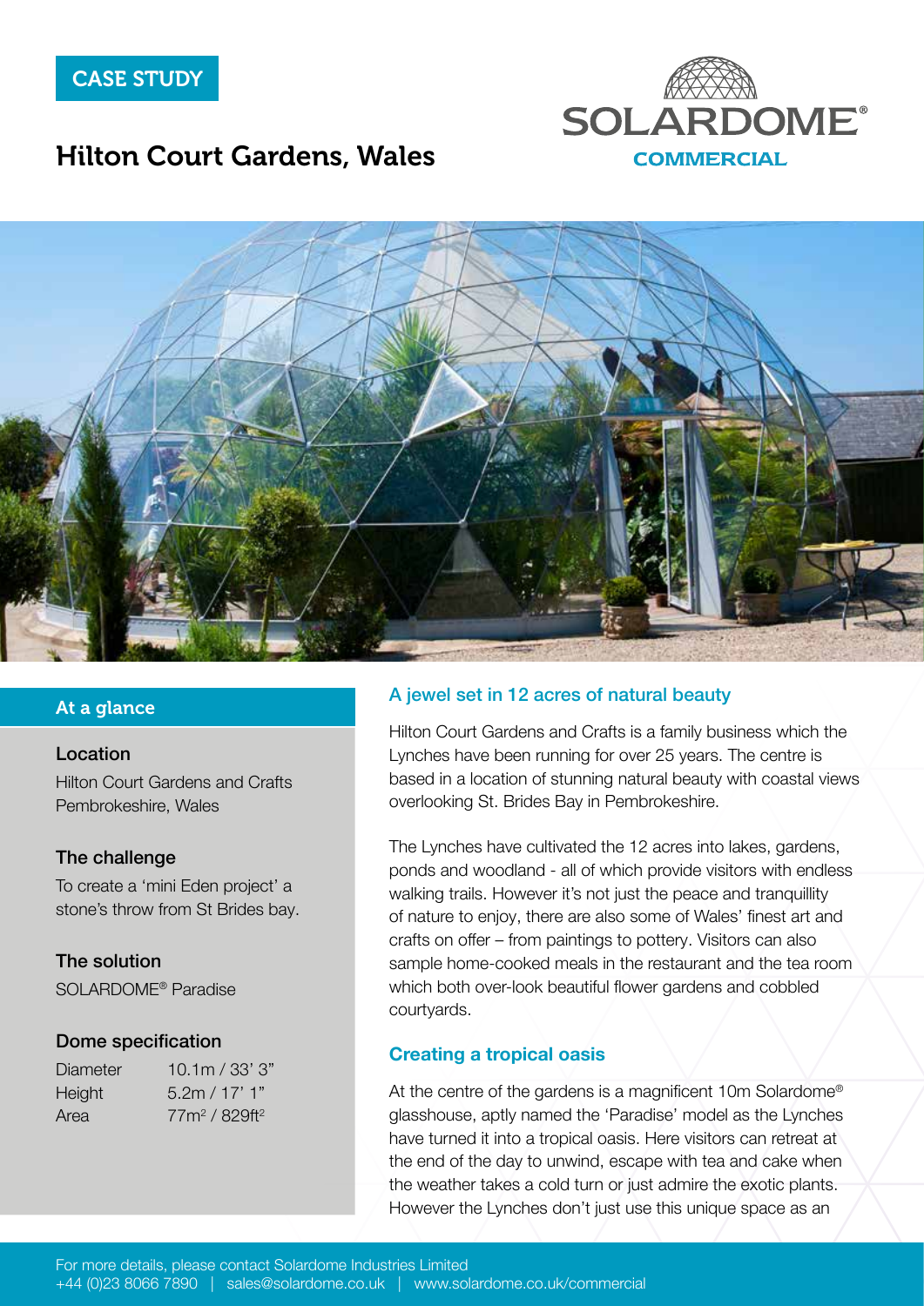CASE STUDY

# Hilton Court Gardens, Wales

SOLARDOME® COMMERCIAL

## At a glance

### Location

Hilton Court Gardens and Crafts
Pembrokeshire, Wales

### The challenge

To create a 'mini Eden project' a stone's throw from St Brides bay.

### The solution

SOLARDOME® Paradise

### Dome specification

| | |
|---|---|
| Diameter | 10.1m / 33' 3" |
| Height | 5.2m / 17' 1" |
| Area | 77m² / 829ft² |

## A jewel set in 12 acres of natural beauty

Hilton Court Gardens and Crafts is a family business which the Lynches have been running for over 25 years. The centre is based in a location of stunning natural beauty with coastal views overlooking St. Brides Bay in Pembrokeshire.

The Lynches have cultivated the 12 acres into lakes, gardens, ponds and woodland - all of which provide visitors with endless walking trails. However it's not just the peace and tranquillity of nature to enjoy, there are also some of Wales' finest art and crafts on offer – from paintings to pottery. Visitors can also sample home-cooked meals in the restaurant and the tea room which both over-look beautiful flower gardens and cobbled courtyards.

## Creating a tropical oasis

At the centre of the gardens is a magnificent 10m Solardome® glasshouse, aptly named the 'Paradise' model as the Lynches have turned it into a tropical oasis. Here visitors can retreat at the end of the day to unwind, escape with tea and cake when the weather takes a cold turn or just admire the exotic plants. However the Lynches don't just use this unique space as an

For more details, please contact Solardome Industries Limited
+44 (0)23 8066 7890 | sales@solardome.co.uk | www.solardome.co.uk/commercial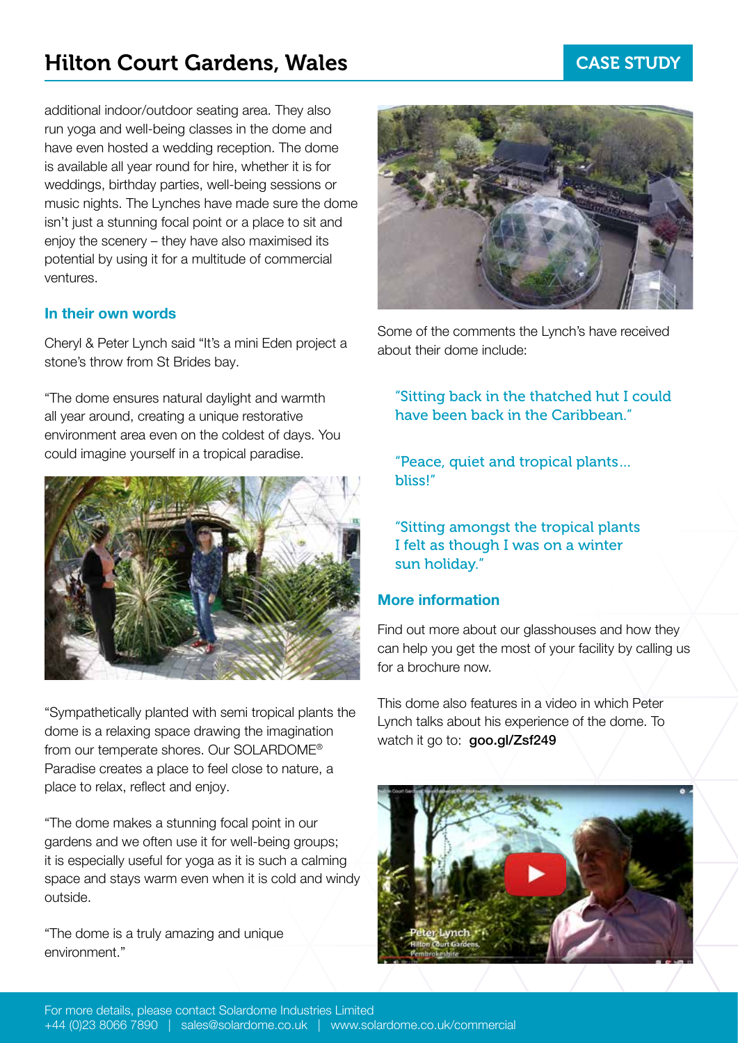## Hilton Court Gardens, Wales

additional indoor/outdoor seating area. They also run yoga and well-being classes in the dome and have even hosted a wedding reception. The dome is available all year round for hire, whether it is for weddings, birthday parties, well-being sessions or music nights. The Lynches have made sure the dome isn't just a stunning focal point or a place to sit and enjoy the scenery – they have also maximised its potential by using it for a multitude of commercial ventures.

### In their own words

Cheryl & Peter Lynch said "It's a mini Eden project a stone's throw from St Brides bay.

"The dome ensures natural daylight and warmth all year around, creating a unique restorative environment area even on the coldest of days. You could imagine yourself in a tropical paradise.

"Sympathetically planted with semi tropical plants the dome is a relaxing space drawing the imagination from our temperate shores. Our SOLARDOME® Paradise creates a place to feel close to nature, a place to relax, reflect and enjoy.

"The dome makes a stunning focal point in our gardens and we often use it for well-being groups; it is especially useful for yoga as it is such a calming space and stays warm even when it is cold and windy outside.

"The dome is a truly amazing and unique environment."

Some of the comments the Lynch's have received about their dome include:

"Sitting back in the thatched hut I could have been back in the Caribbean."

"Peace, quiet and tropical plants… bliss!"

"Sitting amongst the tropical plants I felt as though I was on a winter sun holiday."

### More information

Find out more about our glasshouses and how they can help you get the most of your facility by calling us for a brochure now.

This dome also features in a video in which Peter Lynch talks about his experience of the dome. To watch it go to: **goo.gl/Zsf249**

For more details, please contact Solardome Industries Limited
+44 (0)23 8066 7890 | sales@solardome.co.uk | www.solardome.co.uk/commercial